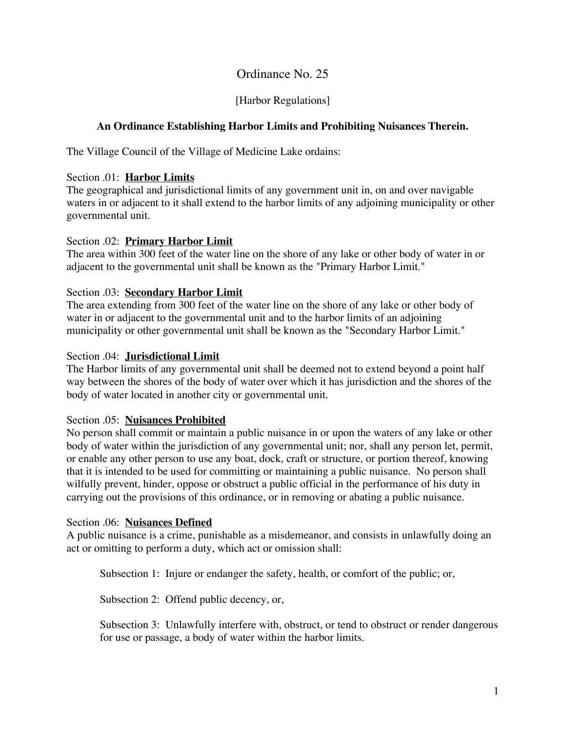# Ordinance No. 25

[Harbor Regulations]

### An Ordinance Establishing Harbor Limits and Prohibiting Nuisances Therein.

The Village Council of the Village of Medicine Lake ordains:

Section .01: **Harbor Limits**
The geographical and jurisdictional limits of any government unit in, on and over navigable waters in or adjacent to it shall extend to the harbor limits of any adjoining municipality or other governmental unit.

Section .02: **Primary Harbor Limit**
The area within 300 feet of the water line on the shore of any lake or other body of water in or adjacent to the governmental unit shall be known as the "Primary Harbor Limit."

Section .03: **Secondary Harbor Limit**
The area extending from 300 feet of the water line on the shore of any lake or other body of water in or adjacent to the governmental unit and to the harbor limits of an adjoining municipality or other governmental unit shall be known as the "Secondary Harbor Limit."

Section .04: **Jurisdictional Limit**
The Harbor limits of any governmental unit shall be deemed not to extend beyond a point half way between the shores of the body of water over which it has jurisdiction and the shores of the body of water located in another city or governmental unit.

Section .05: **Nuisances Prohibited**
No person shall commit or maintain a public nuisance in or upon the waters of any lake or other body of water within the jurisdiction of any governmental unit; nor, shall any person let, permit, or enable any other person to use any boat, dock, craft or structure, or portion thereof, knowing that it is intended to be used for committing or maintaining a public nuisance. No person shall wilfully prevent, hinder, oppose or obstruct a public official in the performance of his duty in carrying out the provisions of this ordinance, or in removing or abating a public nuisance.

Section .06: **Nuisances Defined**
A public nuisance is a crime, punishable as a misdemeanor, and consists in unlawfully doing an act or omitting to perform a duty, which act or omission shall:

Subsection 1: Injure or endanger the safety, health, or comfort of the public; or,

Subsection 2: Offend public decency, or,

Subsection 3: Unlawfully interfere with, obstruct, or tend to obstruct or render dangerous for use or passage, a body of water within the harbor limits.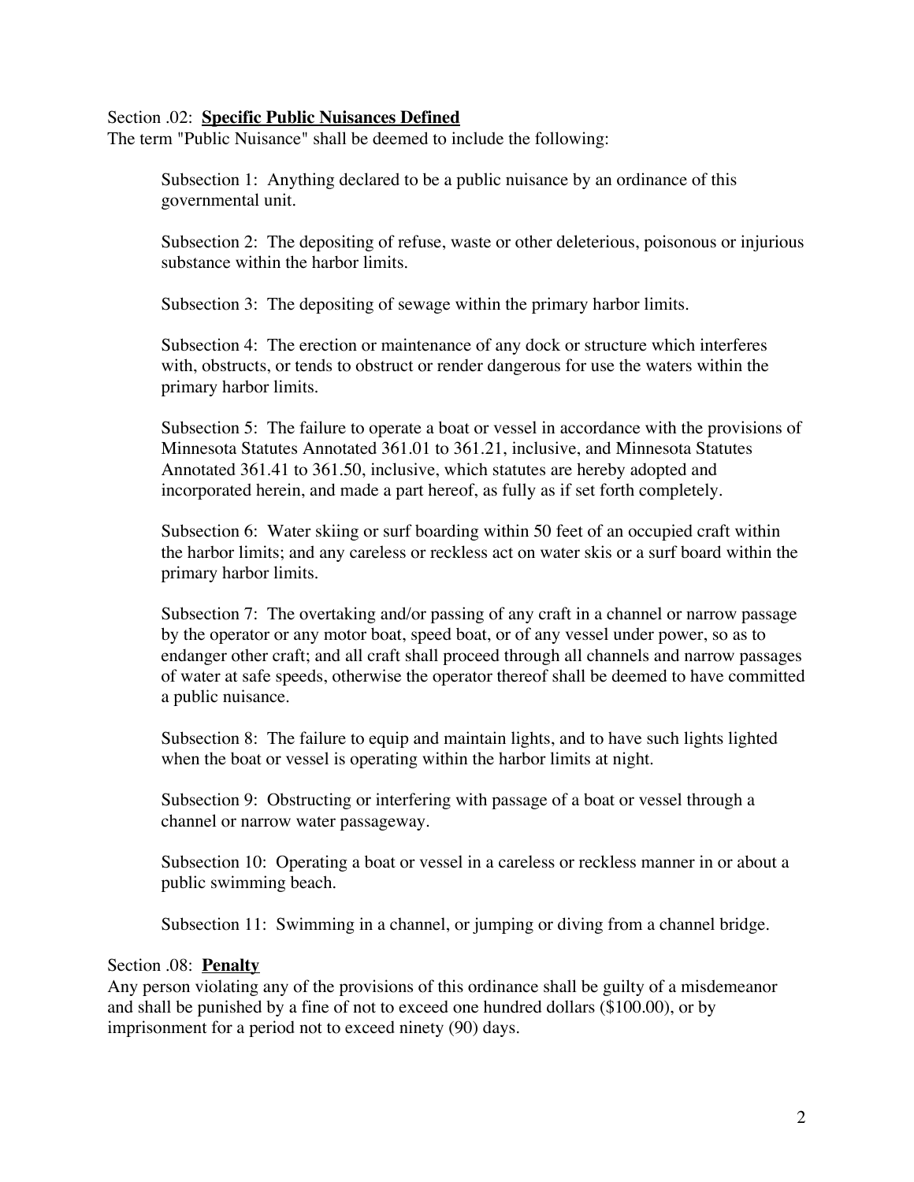Section .02: **Specific Public Nuisances Defined**

The term "Public Nuisance" shall be deemed to include the following:

Subsection 1: Anything declared to be a public nuisance by an ordinance of this governmental unit.

Subsection 2: The depositing of refuse, waste or other deleterious, poisonous or injurious substance within the harbor limits.

Subsection 3: The depositing of sewage within the primary harbor limits.

Subsection 4: The erection or maintenance of any dock or structure which interferes with, obstructs, or tends to obstruct or render dangerous for use the waters within the primary harbor limits.

Subsection 5: The failure to operate a boat or vessel in accordance with the provisions of Minnesota Statutes Annotated 361.01 to 361.21, inclusive, and Minnesota Statutes Annotated 361.41 to 361.50, inclusive, which statutes are hereby adopted and incorporated herein, and made a part hereof, as fully as if set forth completely.

Subsection 6: Water skiing or surf boarding within 50 feet of an occupied craft within the harbor limits; and any careless or reckless act on water skis or a surf board within the primary harbor limits.

Subsection 7: The overtaking and/or passing of any craft in a channel or narrow passage by the operator or any motor boat, speed boat, or of any vessel under power, so as to endanger other craft; and all craft shall proceed through all channels and narrow passages of water at safe speeds, otherwise the operator thereof shall be deemed to have committed a public nuisance.

Subsection 8: The failure to equip and maintain lights, and to have such lights lighted when the boat or vessel is operating within the harbor limits at night.

Subsection 9: Obstructing or interfering with passage of a boat or vessel through a channel or narrow water passageway.

Subsection 10: Operating a boat or vessel in a careless or reckless manner in or about a public swimming beach.

Subsection 11: Swimming in a channel, or jumping or diving from a channel bridge.

Section .08: **Penalty**

Any person violating any of the provisions of this ordinance shall be guilty of a misdemeanor and shall be punished by a fine of not to exceed one hundred dollars ($100.00), or by imprisonment for a period not to exceed ninety (90) days.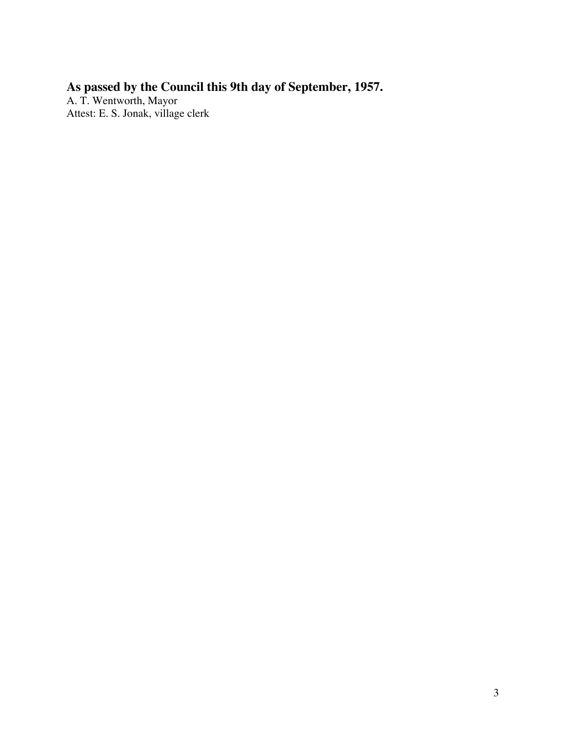**As passed by the Council this 9th day of September, 1957.**

A. T. Wentworth, Mayor

Attest: E. S. Jonak, village clerk